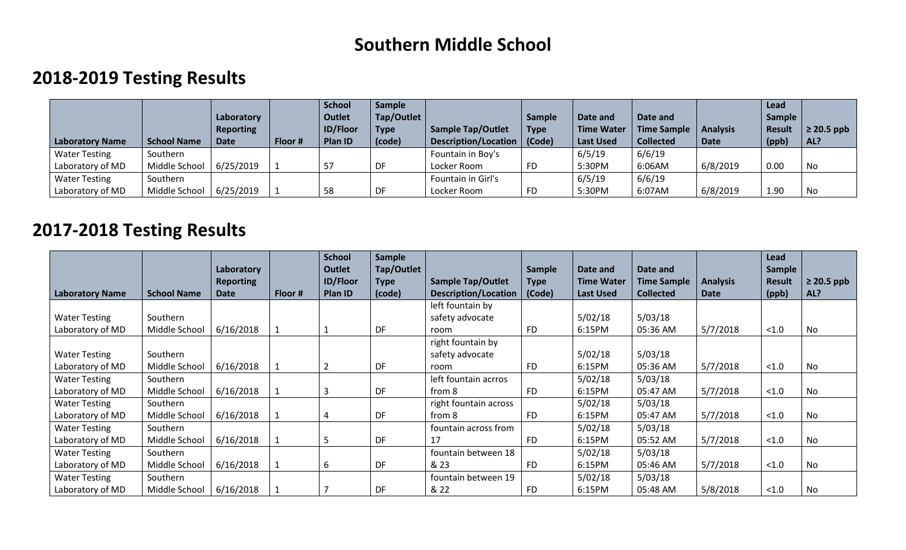# Southern Middle School

## 2018-2019 Testing Results

| Laboratory Name | School Name | Laboratory Reporting Date | Floor # | School Outlet ID/Floor Plan ID | Sample Tap/Outlet Type (code) | Sample Tap/Outlet Description/Location | Sample Type (Code) | Date and Time Water Last Used | Date and Time Sample Collected | Analysis Date | Lead Sample Result (ppb) | ≥ 20.5 ppb AL? |
|---|---|---|---|---|---|---|---|---|---|---|---|---|
| Water Testing Laboratory of MD | Southern Middle School | 6/25/2019 | 1 | 57 | DF | Fountain in Boy's Locker Room | FD | 6/5/19 5:30PM | 6/6/19 6:06AM | 6/8/2019 | 0.00 | No |
| Water Testing Laboratory of MD | Southern Middle School | 6/25/2019 | 1 | 58 | DF | Fountain in Girl's Locker Room | FD | 6/5/19 5:30PM | 6/6/19 6:07AM | 6/8/2019 | 1.90 | No |

## 2017-2018 Testing Results

| Laboratory Name | School Name | Laboratory Reporting Date | Floor # | School Outlet ID/Floor Plan ID | Sample Tap/Outlet Type (code) | Sample Tap/Outlet Description/Location | Sample Type (Code) | Date and Time Water Last Used | Date and Time Sample Collected | Analysis Date | Lead Sample Result (ppb) | ≥ 20.5 ppb AL? |
|---|---|---|---|---|---|---|---|---|---|---|---|---|
| Water Testing Laboratory of MD | Southern Middle School | 6/16/2018 | 1 | 1 | DF | left fountain by safety advocate room | FD | 5/02/18 6:15PM | 5/03/18 05:36 AM | 5/7/2018 | <1.0 | No |
| Water Testing Laboratory of MD | Southern Middle School | 6/16/2018 | 1 | 2 | DF | right fountain by safety advocate room | FD | 5/02/18 6:15PM | 5/03/18 05:36 AM | 5/7/2018 | <1.0 | No |
| Water Testing Laboratory of MD | Southern Middle School | 6/16/2018 | 1 | 3 | DF | left fountain acrros from 8 | FD | 5/02/18 6:15PM | 5/03/18 05:47 AM | 5/7/2018 | <1.0 | No |
| Water Testing Laboratory of MD | Southern Middle School | 6/16/2018 | 1 | 4 | DF | right fountain across from 8 | FD | 5/02/18 6:15PM | 5/03/18 05:47 AM | 5/7/2018 | <1.0 | No |
| Water Testing Laboratory of MD | Southern Middle School | 6/16/2018 | 1 | 5 | DF | fountain across from 17 | FD | 5/02/18 6:15PM | 5/03/18 05:52 AM | 5/7/2018 | <1.0 | No |
| Water Testing Laboratory of MD | Southern Middle School | 6/16/2018 | 1 | 6 | DF | fountain between 18 & 23 | FD | 5/02/18 6:15PM | 5/03/18 05:46 AM | 5/7/2018 | <1.0 | No |
| Water Testing Laboratory of MD | Southern Middle School | 6/16/2018 | 1 | 7 | DF | fountain between 19 & 22 | FD | 5/02/18 6:15PM | 5/03/18 05:48 AM | 5/8/2018 | <1.0 | No |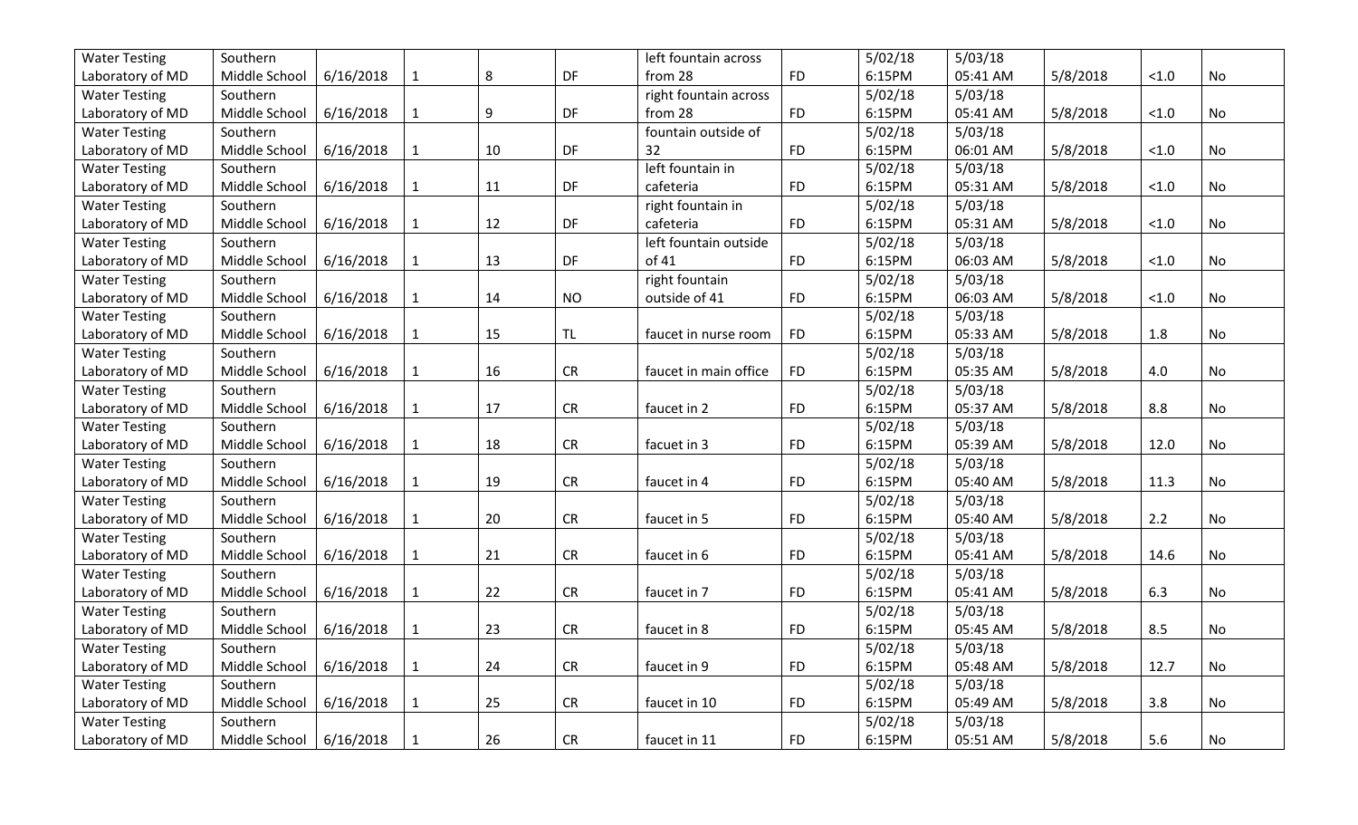| Water Testing Laboratory of MD | Southern Middle School | 6/16/2018 | 1 | 8 | DF | left fountain across from 28 | FD | 5/02/18 6:15PM | 5/03/18 05:41 AM | 5/8/2018 | <1.0 | No |
|---|---|---|---|---|---|---|---|---|---|---|---|---|
| Water Testing Laboratory of MD | Southern Middle School | 6/16/2018 | 1 | 9 | DF | right fountain across from 28 | FD | 5/02/18 6:15PM | 5/03/18 05:41 AM | 5/8/2018 | <1.0 | No |
| Water Testing Laboratory of MD | Southern Middle School | 6/16/2018 | 1 | 10 | DF | fountain outside of 32 | FD | 5/02/18 6:15PM | 5/03/18 06:01 AM | 5/8/2018 | <1.0 | No |
| Water Testing Laboratory of MD | Southern Middle School | 6/16/2018 | 1 | 11 | DF | left fountain in cafeteria | FD | 5/02/18 6:15PM | 5/03/18 05:31 AM | 5/8/2018 | <1.0 | No |
| Water Testing Laboratory of MD | Southern Middle School | 6/16/2018 | 1 | 12 | DF | right fountain in cafeteria | FD | 5/02/18 6:15PM | 5/03/18 05:31 AM | 5/8/2018 | <1.0 | No |
| Water Testing Laboratory of MD | Southern Middle School | 6/16/2018 | 1 | 13 | DF | left fountain outside of 41 | FD | 5/02/18 6:15PM | 5/03/18 06:03 AM | 5/8/2018 | <1.0 | No |
| Water Testing Laboratory of MD | Southern Middle School | 6/16/2018 | 1 | 14 | NO | right fountain outside of 41 | FD | 5/02/18 6:15PM | 5/03/18 06:03 AM | 5/8/2018 | <1.0 | No |
| Water Testing Laboratory of MD | Southern Middle School | 6/16/2018 | 1 | 15 | TL | faucet in nurse room | FD | 5/02/18 6:15PM | 5/03/18 05:33 AM | 5/8/2018 | 1.8 | No |
| Water Testing Laboratory of MD | Southern Middle School | 6/16/2018 | 1 | 16 | CR | faucet in main office | FD | 5/02/18 6:15PM | 5/03/18 05:35 AM | 5/8/2018 | 4.0 | No |
| Water Testing Laboratory of MD | Southern Middle School | 6/16/2018 | 1 | 17 | CR | faucet in 2 | FD | 5/02/18 6:15PM | 5/03/18 05:37 AM | 5/8/2018 | 8.8 | No |
| Water Testing Laboratory of MD | Southern Middle School | 6/16/2018 | 1 | 18 | CR | facuet in 3 | FD | 5/02/18 6:15PM | 5/03/18 05:39 AM | 5/8/2018 | 12.0 | No |
| Water Testing Laboratory of MD | Southern Middle School | 6/16/2018 | 1 | 19 | CR | faucet in 4 | FD | 5/02/18 6:15PM | 5/03/18 05:40 AM | 5/8/2018 | 11.3 | No |
| Water Testing Laboratory of MD | Southern Middle School | 6/16/2018 | 1 | 20 | CR | faucet in 5 | FD | 5/02/18 6:15PM | 5/03/18 05:40 AM | 5/8/2018 | 2.2 | No |
| Water Testing Laboratory of MD | Southern Middle School | 6/16/2018 | 1 | 21 | CR | faucet in 6 | FD | 5/02/18 6:15PM | 5/03/18 05:41 AM | 5/8/2018 | 14.6 | No |
| Water Testing Laboratory of MD | Southern Middle School | 6/16/2018 | 1 | 22 | CR | faucet in 7 | FD | 5/02/18 6:15PM | 5/03/18 05:41 AM | 5/8/2018 | 6.3 | No |
| Water Testing Laboratory of MD | Southern Middle School | 6/16/2018 | 1 | 23 | CR | faucet in 8 | FD | 5/02/18 6:15PM | 5/03/18 05:45 AM | 5/8/2018 | 8.5 | No |
| Water Testing Laboratory of MD | Southern Middle School | 6/16/2018 | 1 | 24 | CR | faucet in 9 | FD | 5/02/18 6:15PM | 5/03/18 05:48 AM | 5/8/2018 | 12.7 | No |
| Water Testing Laboratory of MD | Southern Middle School | 6/16/2018 | 1 | 25 | CR | faucet in 10 | FD | 5/02/18 6:15PM | 5/03/18 05:49 AM | 5/8/2018 | 3.8 | No |
| Water Testing Laboratory of MD | Southern Middle School | 6/16/2018 | 1 | 26 | CR | faucet in 11 | FD | 5/02/18 6:15PM | 5/03/18 05:51 AM | 5/8/2018 | 5.6 | No |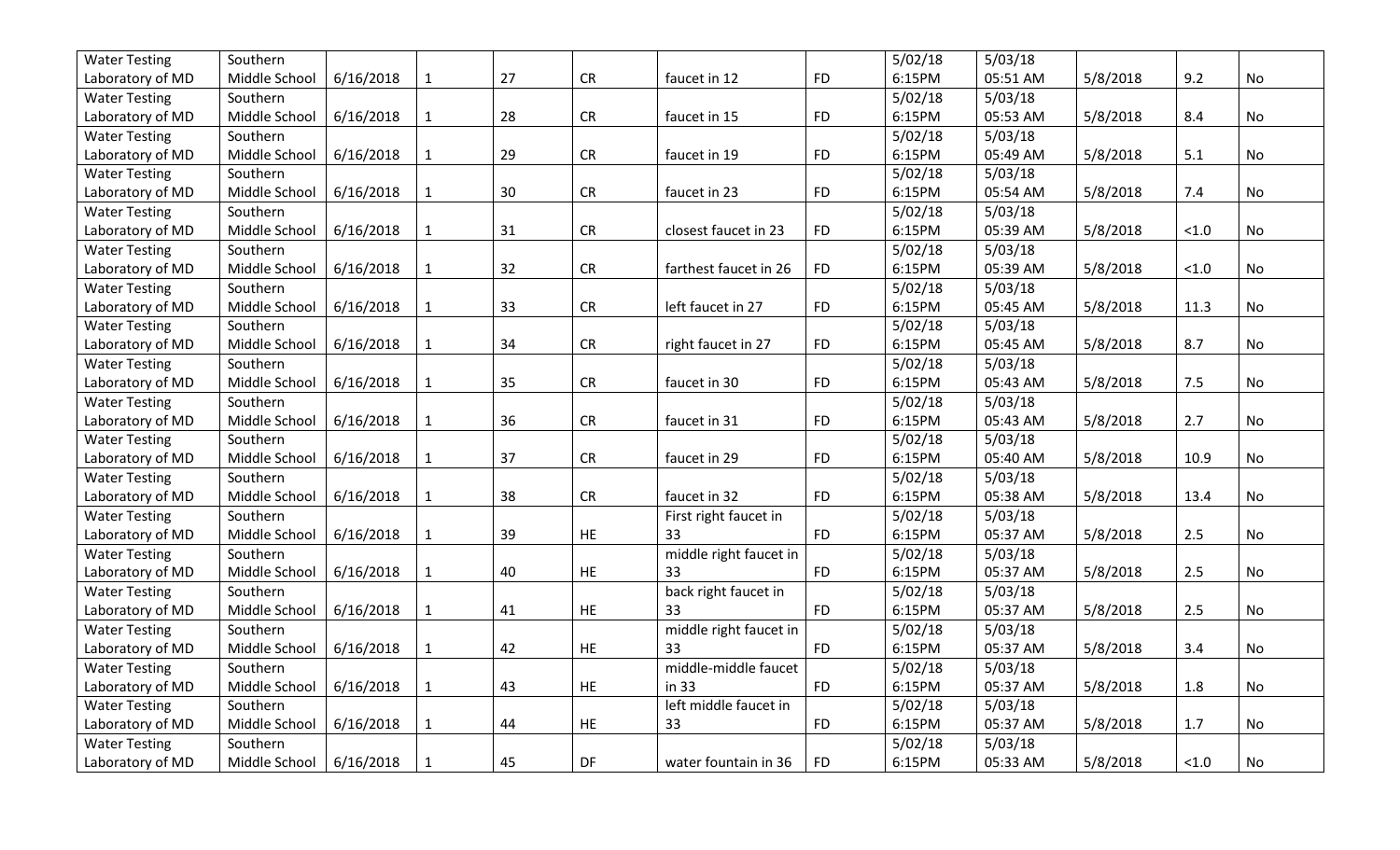| | | | | | | | | | | | | |
|---|---|---|---|---|---|---|---|---|---|---|---|---|
| Water Testing Laboratory of MD | Southern Middle School | 6/16/2018 | 1 | 27 | CR | faucet in 12 | FD | 5/02/18 6:15PM | 5/03/18 05:51 AM | 5/8/2018 | 9.2 | No |
| Water Testing Laboratory of MD | Southern Middle School | 6/16/2018 | 1 | 28 | CR | faucet in 15 | FD | 5/02/18 6:15PM | 5/03/18 05:53 AM | 5/8/2018 | 8.4 | No |
| Water Testing Laboratory of MD | Southern Middle School | 6/16/2018 | 1 | 29 | CR | faucet in 19 | FD | 5/02/18 6:15PM | 5/03/18 05:49 AM | 5/8/2018 | 5.1 | No |
| Water Testing Laboratory of MD | Southern Middle School | 6/16/2018 | 1 | 30 | CR | faucet in 23 | FD | 5/02/18 6:15PM | 5/03/18 05:54 AM | 5/8/2018 | 7.4 | No |
| Water Testing Laboratory of MD | Southern Middle School | 6/16/2018 | 1 | 31 | CR | closest faucet in 23 | FD | 5/02/18 6:15PM | 5/03/18 05:39 AM | 5/8/2018 | <1.0 | No |
| Water Testing Laboratory of MD | Southern Middle School | 6/16/2018 | 1 | 32 | CR | farthest faucet in 26 | FD | 5/02/18 6:15PM | 5/03/18 05:39 AM | 5/8/2018 | <1.0 | No |
| Water Testing Laboratory of MD | Southern Middle School | 6/16/2018 | 1 | 33 | CR | left faucet in 27 | FD | 5/02/18 6:15PM | 5/03/18 05:45 AM | 5/8/2018 | 11.3 | No |
| Water Testing Laboratory of MD | Southern Middle School | 6/16/2018 | 1 | 34 | CR | right faucet in 27 | FD | 5/02/18 6:15PM | 5/03/18 05:45 AM | 5/8/2018 | 8.7 | No |
| Water Testing Laboratory of MD | Southern Middle School | 6/16/2018 | 1 | 35 | CR | faucet in 30 | FD | 5/02/18 6:15PM | 5/03/18 05:43 AM | 5/8/2018 | 7.5 | No |
| Water Testing Laboratory of MD | Southern Middle School | 6/16/2018 | 1 | 36 | CR | faucet in 31 | FD | 5/02/18 6:15PM | 5/03/18 05:43 AM | 5/8/2018 | 2.7 | No |
| Water Testing Laboratory of MD | Southern Middle School | 6/16/2018 | 1 | 37 | CR | faucet in 29 | FD | 5/02/18 6:15PM | 5/03/18 05:40 AM | 5/8/2018 | 10.9 | No |
| Water Testing Laboratory of MD | Southern Middle School | 6/16/2018 | 1 | 38 | CR | faucet in 32 | FD | 5/02/18 6:15PM | 5/03/18 05:38 AM | 5/8/2018 | 13.4 | No |
| Water Testing Laboratory of MD | Southern Middle School | 6/16/2018 | 1 | 39 | HE | First right faucet in 33 | FD | 5/02/18 6:15PM | 5/03/18 05:37 AM | 5/8/2018 | 2.5 | No |
| Water Testing Laboratory of MD | Southern Middle School | 6/16/2018 | 1 | 40 | HE | middle right faucet in 33 | FD | 5/02/18 6:15PM | 5/03/18 05:37 AM | 5/8/2018 | 2.5 | No |
| Water Testing Laboratory of MD | Southern Middle School | 6/16/2018 | 1 | 41 | HE | back right faucet in 33 | FD | 5/02/18 6:15PM | 5/03/18 05:37 AM | 5/8/2018 | 2.5 | No |
| Water Testing Laboratory of MD | Southern Middle School | 6/16/2018 | 1 | 42 | HE | middle right faucet in 33 | FD | 5/02/18 6:15PM | 5/03/18 05:37 AM | 5/8/2018 | 3.4 | No |
| Water Testing Laboratory of MD | Southern Middle School | 6/16/2018 | 1 | 43 | HE | middle-middle faucet in 33 | FD | 5/02/18 6:15PM | 5/03/18 05:37 AM | 5/8/2018 | 1.8 | No |
| Water Testing Laboratory of MD | Southern Middle School | 6/16/2018 | 1 | 44 | HE | left middle faucet in 33 | FD | 5/02/18 6:15PM | 5/03/18 05:37 AM | 5/8/2018 | 1.7 | No |
| Water Testing Laboratory of MD | Southern Middle School | 6/16/2018 | 1 | 45 | DF | water fountain in 36 | FD | 5/02/18 6:15PM | 5/03/18 05:33 AM | 5/8/2018 | <1.0 | No |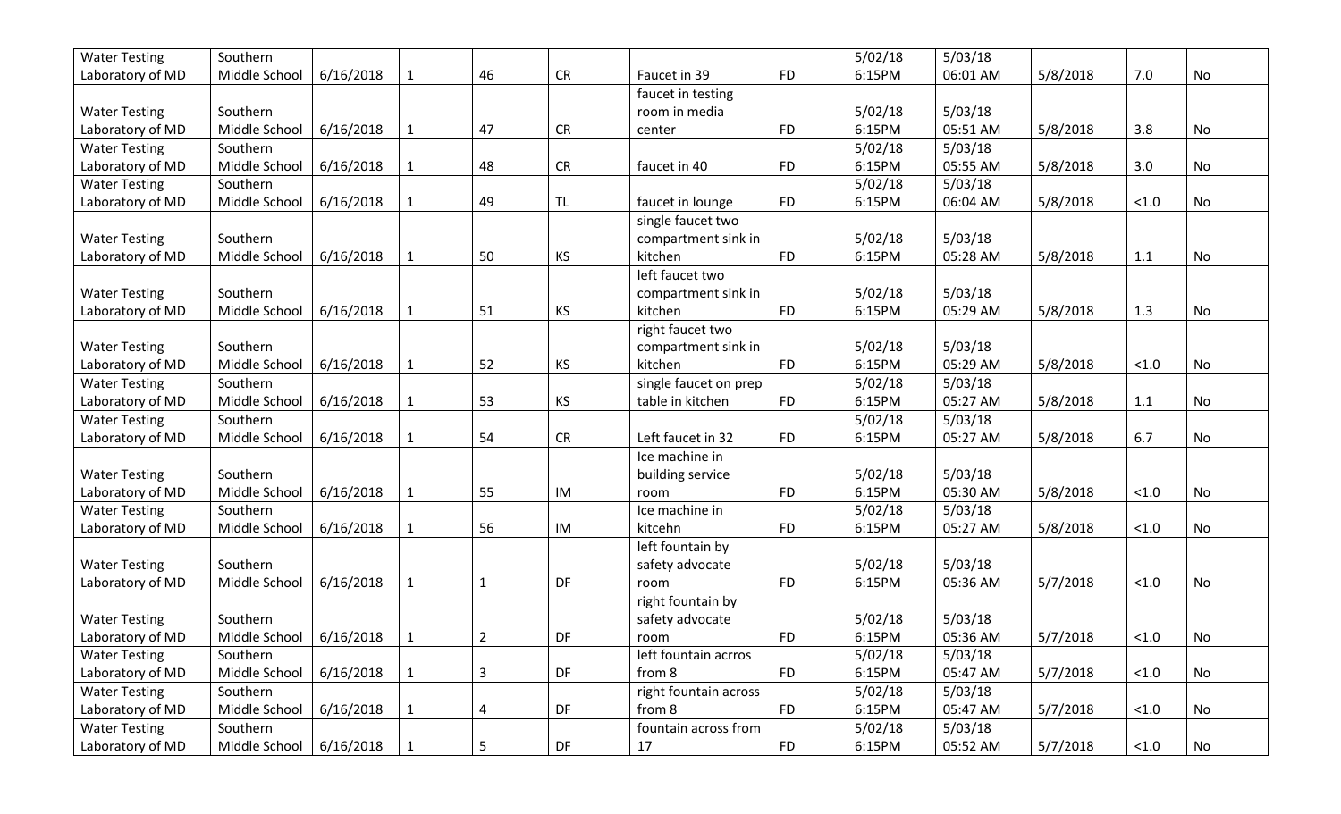| | | | | | | | | | | | | |
|---|---|---|---|---|---|---|---|---|---|---|---|---|
| Water Testing Laboratory of MD | Southern Middle School | 6/16/2018 | 1 | 46 | CR | Faucet in 39 | FD | 5/02/18 6:15PM | 5/03/18 06:01 AM | 5/8/2018 | 7.0 | No |
| Water Testing Laboratory of MD | Southern Middle School | 6/16/2018 | 1 | 47 | CR | faucet in testing room in media center | FD | 5/02/18 6:15PM | 5/03/18 05:51 AM | 5/8/2018 | 3.8 | No |
| Water Testing Laboratory of MD | Southern Middle School | 6/16/2018 | 1 | 48 | CR | faucet in 40 | FD | 5/02/18 6:15PM | 5/03/18 05:55 AM | 5/8/2018 | 3.0 | No |
| Water Testing Laboratory of MD | Southern Middle School | 6/16/2018 | 1 | 49 | TL | faucet in lounge | FD | 5/02/18 6:15PM | 5/03/18 06:04 AM | 5/8/2018 | <1.0 | No |
| Water Testing Laboratory of MD | Southern Middle School | 6/16/2018 | 1 | 50 | KS | single faucet two compartment sink in kitchen | FD | 5/02/18 6:15PM | 5/03/18 05:28 AM | 5/8/2018 | 1.1 | No |
| Water Testing Laboratory of MD | Southern Middle School | 6/16/2018 | 1 | 51 | KS | left faucet two compartment sink in kitchen | FD | 5/02/18 6:15PM | 5/03/18 05:29 AM | 5/8/2018 | 1.3 | No |
| Water Testing Laboratory of MD | Southern Middle School | 6/16/2018 | 1 | 52 | KS | right faucet two compartment sink in kitchen | FD | 5/02/18 6:15PM | 5/03/18 05:29 AM | 5/8/2018 | <1.0 | No |
| Water Testing Laboratory of MD | Southern Middle School | 6/16/2018 | 1 | 53 | KS | single faucet on prep table in kitchen | FD | 5/02/18 6:15PM | 5/03/18 05:27 AM | 5/8/2018 | 1.1 | No |
| Water Testing Laboratory of MD | Southern Middle School | 6/16/2018 | 1 | 54 | CR | Left faucet in 32 | FD | 5/02/18 6:15PM | 5/03/18 05:27 AM | 5/8/2018 | 6.7 | No |
| Water Testing Laboratory of MD | Southern Middle School | 6/16/2018 | 1 | 55 | IM | Ice machine in building service room | FD | 5/02/18 6:15PM | 5/03/18 05:30 AM | 5/8/2018 | <1.0 | No |
| Water Testing Laboratory of MD | Southern Middle School | 6/16/2018 | 1 | 56 | IM | Ice machine in kitcehn | FD | 5/02/18 6:15PM | 5/03/18 05:27 AM | 5/8/2018 | <1.0 | No |
| Water Testing Laboratory of MD | Southern Middle School | 6/16/2018 | 1 | 1 | DF | left fountain by safety advocate room | FD | 5/02/18 6:15PM | 5/03/18 05:36 AM | 5/7/2018 | <1.0 | No |
| Water Testing Laboratory of MD | Southern Middle School | 6/16/2018 | 1 | 2 | DF | right fountain by safety advocate room | FD | 5/02/18 6:15PM | 5/03/18 05:36 AM | 5/7/2018 | <1.0 | No |
| Water Testing Laboratory of MD | Southern Middle School | 6/16/2018 | 1 | 3 | DF | left fountain acrros from 8 | FD | 5/02/18 6:15PM | 5/03/18 05:47 AM | 5/7/2018 | <1.0 | No |
| Water Testing Laboratory of MD | Southern Middle School | 6/16/2018 | 1 | 4 | DF | right fountain across from 8 | FD | 5/02/18 6:15PM | 5/03/18 05:47 AM | 5/7/2018 | <1.0 | No |
| Water Testing Laboratory of MD | Southern Middle School | 6/16/2018 | 1 | 5 | DF | fountain across from 17 | FD | 5/02/18 6:15PM | 5/03/18 05:52 AM | 5/7/2018 | <1.0 | No |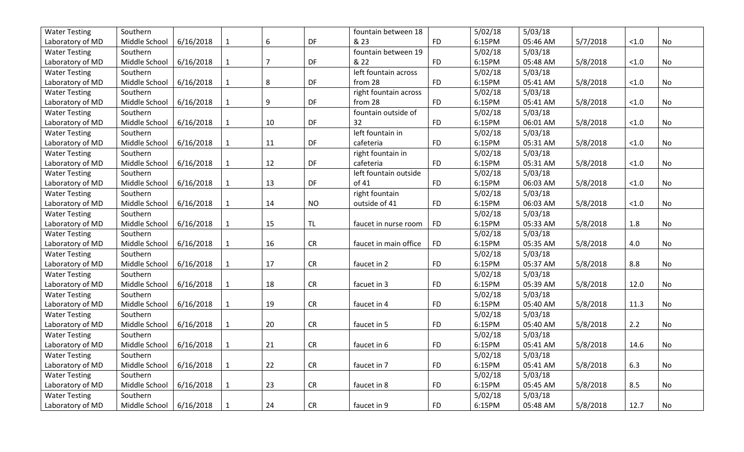| | | | | | | | | | | | | |
|---|---|---|---|---|---|---|---|---|---|---|---|---|
| Water Testing Laboratory of MD | Southern Middle School | 6/16/2018 | 1 | 6 | DF | fountain between 18 & 23 | FD | 5/02/18 6:15PM | 5/03/18 05:46 AM | 5/7/2018 | <1.0 | No |
| Water Testing Laboratory of MD | Southern Middle School | 6/16/2018 | 1 | 7 | DF | fountain between 19 & 22 | FD | 5/02/18 6:15PM | 5/03/18 05:48 AM | 5/8/2018 | <1.0 | No |
| Water Testing Laboratory of MD | Southern Middle School | 6/16/2018 | 1 | 8 | DF | left fountain across from 28 | FD | 5/02/18 6:15PM | 5/03/18 05:41 AM | 5/8/2018 | <1.0 | No |
| Water Testing Laboratory of MD | Southern Middle School | 6/16/2018 | 1 | 9 | DF | right fountain across from 28 | FD | 5/02/18 6:15PM | 5/03/18 05:41 AM | 5/8/2018 | <1.0 | No |
| Water Testing Laboratory of MD | Southern Middle School | 6/16/2018 | 1 | 10 | DF | fountain outside of 32 | FD | 5/02/18 6:15PM | 5/03/18 06:01 AM | 5/8/2018 | <1.0 | No |
| Water Testing Laboratory of MD | Southern Middle School | 6/16/2018 | 1 | 11 | DF | left fountain in cafeteria | FD | 5/02/18 6:15PM | 5/03/18 05:31 AM | 5/8/2018 | <1.0 | No |
| Water Testing Laboratory of MD | Southern Middle School | 6/16/2018 | 1 | 12 | DF | right fountain in cafeteria | FD | 5/02/18 6:15PM | 5/03/18 05:31 AM | 5/8/2018 | <1.0 | No |
| Water Testing Laboratory of MD | Southern Middle School | 6/16/2018 | 1 | 13 | DF | left fountain outside of 41 | FD | 5/02/18 6:15PM | 5/03/18 06:03 AM | 5/8/2018 | <1.0 | No |
| Water Testing Laboratory of MD | Southern Middle School | 6/16/2018 | 1 | 14 | NO | right fountain outside of 41 | FD | 5/02/18 6:15PM | 5/03/18 06:03 AM | 5/8/2018 | <1.0 | No |
| Water Testing Laboratory of MD | Southern Middle School | 6/16/2018 | 1 | 15 | TL | faucet in nurse room | FD | 5/02/18 6:15PM | 5/03/18 05:33 AM | 5/8/2018 | 1.8 | No |
| Water Testing Laboratory of MD | Southern Middle School | 6/16/2018 | 1 | 16 | CR | faucet in main office | FD | 5/02/18 6:15PM | 5/03/18 05:35 AM | 5/8/2018 | 4.0 | No |
| Water Testing Laboratory of MD | Southern Middle School | 6/16/2018 | 1 | 17 | CR | faucet in 2 | FD | 5/02/18 6:15PM | 5/03/18 05:37 AM | 5/8/2018 | 8.8 | No |
| Water Testing Laboratory of MD | Southern Middle School | 6/16/2018 | 1 | 18 | CR | facuet in 3 | FD | 5/02/18 6:15PM | 5/03/18 05:39 AM | 5/8/2018 | 12.0 | No |
| Water Testing Laboratory of MD | Southern Middle School | 6/16/2018 | 1 | 19 | CR | faucet in 4 | FD | 5/02/18 6:15PM | 5/03/18 05:40 AM | 5/8/2018 | 11.3 | No |
| Water Testing Laboratory of MD | Southern Middle School | 6/16/2018 | 1 | 20 | CR | faucet in 5 | FD | 5/02/18 6:15PM | 5/03/18 05:40 AM | 5/8/2018 | 2.2 | No |
| Water Testing Laboratory of MD | Southern Middle School | 6/16/2018 | 1 | 21 | CR | faucet in 6 | FD | 5/02/18 6:15PM | 5/03/18 05:41 AM | 5/8/2018 | 14.6 | No |
| Water Testing Laboratory of MD | Southern Middle School | 6/16/2018 | 1 | 22 | CR | faucet in 7 | FD | 5/02/18 6:15PM | 5/03/18 05:41 AM | 5/8/2018 | 6.3 | No |
| Water Testing Laboratory of MD | Southern Middle School | 6/16/2018 | 1 | 23 | CR | faucet in 8 | FD | 5/02/18 6:15PM | 5/03/18 05:45 AM | 5/8/2018 | 8.5 | No |
| Water Testing Laboratory of MD | Southern Middle School | 6/16/2018 | 1 | 24 | CR | faucet in 9 | FD | 5/02/18 6:15PM | 5/03/18 05:48 AM | 5/8/2018 | 12.7 | No |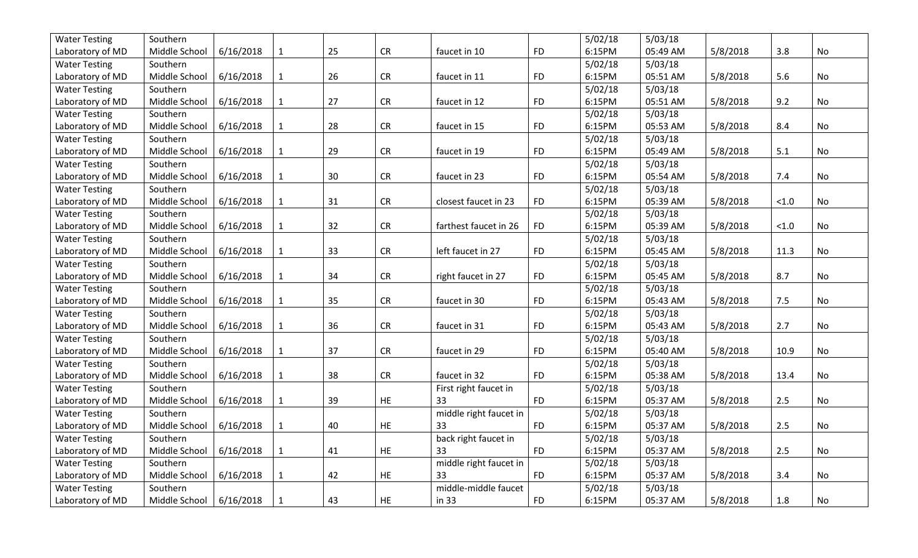| Water Testing Laboratory of MD | Southern Middle School | 6/16/2018 | 1 | 25 | CR | faucet in 10 | FD | 5/02/18 6:15PM | 5/03/18 05:49 AM | 5/8/2018 | 3.8 | No |
|---|---|---|---|---|---|---|---|---|---|---|---|---|
| Water Testing Laboratory of MD | Southern Middle School | 6/16/2018 | 1 | 26 | CR | faucet in 11 | FD | 5/02/18 6:15PM | 5/03/18 05:51 AM | 5/8/2018 | 5.6 | No |
| Water Testing Laboratory of MD | Southern Middle School | 6/16/2018 | 1 | 27 | CR | faucet in 12 | FD | 5/02/18 6:15PM | 5/03/18 05:51 AM | 5/8/2018 | 9.2 | No |
| Water Testing Laboratory of MD | Southern Middle School | 6/16/2018 | 1 | 28 | CR | faucet in 15 | FD | 5/02/18 6:15PM | 5/03/18 05:53 AM | 5/8/2018 | 8.4 | No |
| Water Testing Laboratory of MD | Southern Middle School | 6/16/2018 | 1 | 29 | CR | faucet in 19 | FD | 5/02/18 6:15PM | 5/03/18 05:49 AM | 5/8/2018 | 5.1 | No |
| Water Testing Laboratory of MD | Southern Middle School | 6/16/2018 | 1 | 30 | CR | faucet in 23 | FD | 5/02/18 6:15PM | 5/03/18 05:54 AM | 5/8/2018 | 7.4 | No |
| Water Testing Laboratory of MD | Southern Middle School | 6/16/2018 | 1 | 31 | CR | closest faucet in 23 | FD | 5/02/18 6:15PM | 5/03/18 05:39 AM | 5/8/2018 | <1.0 | No |
| Water Testing Laboratory of MD | Southern Middle School | 6/16/2018 | 1 | 32 | CR | farthest faucet in 26 | FD | 5/02/18 6:15PM | 5/03/18 05:39 AM | 5/8/2018 | <1.0 | No |
| Water Testing Laboratory of MD | Southern Middle School | 6/16/2018 | 1 | 33 | CR | left faucet in 27 | FD | 5/02/18 6:15PM | 5/03/18 05:45 AM | 5/8/2018 | 11.3 | No |
| Water Testing Laboratory of MD | Southern Middle School | 6/16/2018 | 1 | 34 | CR | right faucet in 27 | FD | 5/02/18 6:15PM | 5/03/18 05:45 AM | 5/8/2018 | 8.7 | No |
| Water Testing Laboratory of MD | Southern Middle School | 6/16/2018 | 1 | 35 | CR | faucet in 30 | FD | 5/02/18 6:15PM | 5/03/18 05:43 AM | 5/8/2018 | 7.5 | No |
| Water Testing Laboratory of MD | Southern Middle School | 6/16/2018 | 1 | 36 | CR | faucet in 31 | FD | 5/02/18 6:15PM | 5/03/18 05:43 AM | 5/8/2018 | 2.7 | No |
| Water Testing Laboratory of MD | Southern Middle School | 6/16/2018 | 1 | 37 | CR | faucet in 29 | FD | 5/02/18 6:15PM | 5/03/18 05:40 AM | 5/8/2018 | 10.9 | No |
| Water Testing Laboratory of MD | Southern Middle School | 6/16/2018 | 1 | 38 | CR | faucet in 32 | FD | 5/02/18 6:15PM | 5/03/18 05:38 AM | 5/8/2018 | 13.4 | No |
| Water Testing Laboratory of MD | Southern Middle School | 6/16/2018 | 1 | 39 | HE | First right faucet in 33 | FD | 5/02/18 6:15PM | 5/03/18 05:37 AM | 5/8/2018 | 2.5 | No |
| Water Testing Laboratory of MD | Southern Middle School | 6/16/2018 | 1 | 40 | HE | middle right faucet in 33 | FD | 5/02/18 6:15PM | 5/03/18 05:37 AM | 5/8/2018 | 2.5 | No |
| Water Testing Laboratory of MD | Southern Middle School | 6/16/2018 | 1 | 41 | HE | back right faucet in 33 | FD | 5/02/18 6:15PM | 5/03/18 05:37 AM | 5/8/2018 | 2.5 | No |
| Water Testing Laboratory of MD | Southern Middle School | 6/16/2018 | 1 | 42 | HE | middle right faucet in 33 | FD | 5/02/18 6:15PM | 5/03/18 05:37 AM | 5/8/2018 | 3.4 | No |
| Water Testing Laboratory of MD | Southern Middle School | 6/16/2018 | 1 | 43 | HE | middle-middle faucet in 33 | FD | 5/02/18 6:15PM | 5/03/18 05:37 AM | 5/8/2018 | 1.8 | No |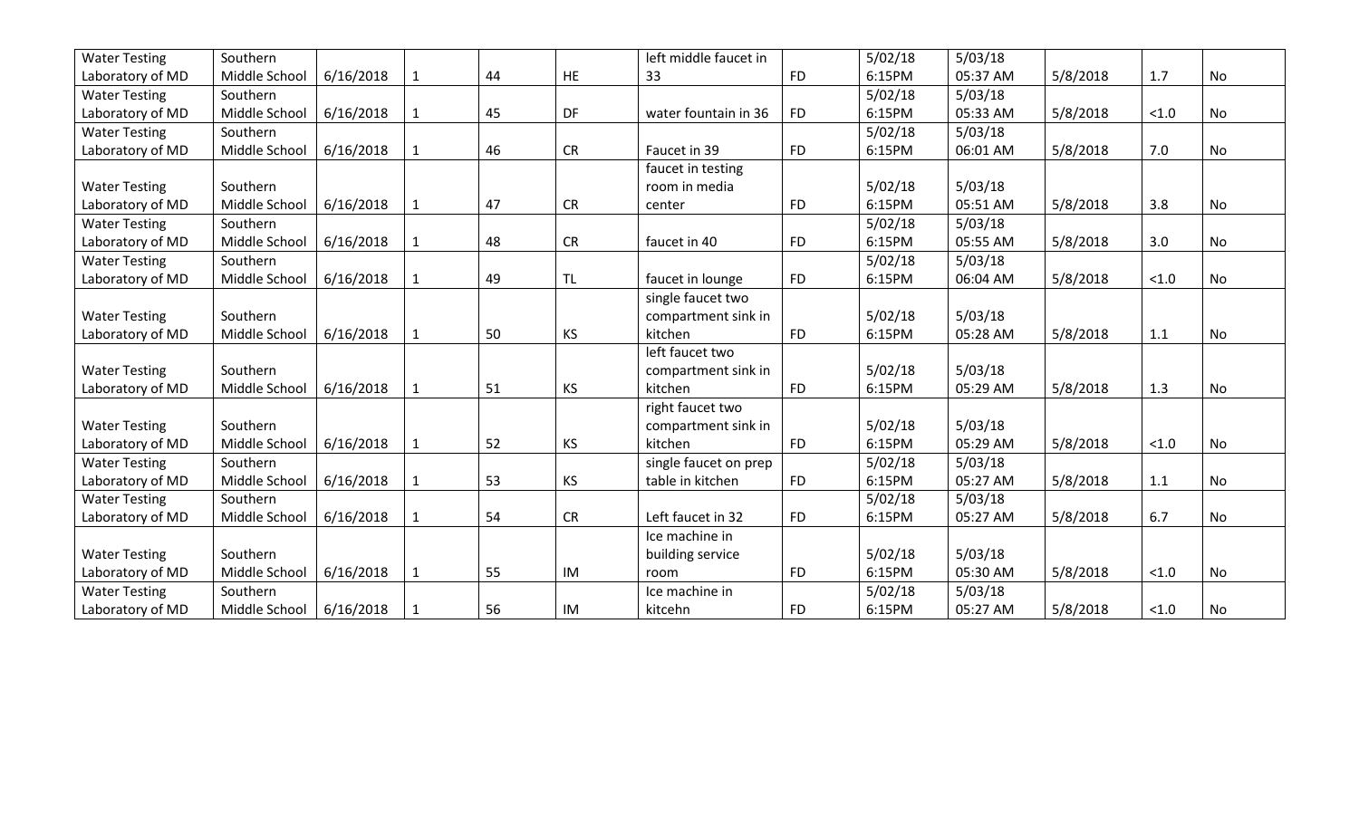| | | | | | | | | | | | | |
|---|---|---|---|---|---|---|---|---|---|---|---|---|
| Water Testing Laboratory of MD | Southern Middle School | 6/16/2018 | 1 | 44 | HE | left middle faucet in 33 | FD | 5/02/18 6:15PM | 5/03/18 05:37 AM | 5/8/2018 | 1.7 | No |
| Water Testing Laboratory of MD | Southern Middle School | 6/16/2018 | 1 | 45 | DF | water fountain in 36 | FD | 5/02/18 6:15PM | 5/03/18 05:33 AM | 5/8/2018 | <1.0 | No |
| Water Testing Laboratory of MD | Southern Middle School | 6/16/2018 | 1 | 46 | CR | Faucet in 39 | FD | 5/02/18 6:15PM | 5/03/18 06:01 AM | 5/8/2018 | 7.0 | No |
| Water Testing Laboratory of MD | Southern Middle School | 6/16/2018 | 1 | 47 | CR | faucet in testing room in media center | FD | 5/02/18 6:15PM | 5/03/18 05:51 AM | 5/8/2018 | 3.8 | No |
| Water Testing Laboratory of MD | Southern Middle School | 6/16/2018 | 1 | 48 | CR | faucet in 40 | FD | 5/02/18 6:15PM | 5/03/18 05:55 AM | 5/8/2018 | 3.0 | No |
| Water Testing Laboratory of MD | Southern Middle School | 6/16/2018 | 1 | 49 | TL | faucet in lounge | FD | 5/02/18 6:15PM | 5/03/18 06:04 AM | 5/8/2018 | <1.0 | No |
| Water Testing Laboratory of MD | Southern Middle School | 6/16/2018 | 1 | 50 | KS | single faucet two compartment sink in kitchen | FD | 5/02/18 6:15PM | 5/03/18 05:28 AM | 5/8/2018 | 1.1 | No |
| Water Testing Laboratory of MD | Southern Middle School | 6/16/2018 | 1 | 51 | KS | left faucet two compartment sink in kitchen | FD | 5/02/18 6:15PM | 5/03/18 05:29 AM | 5/8/2018 | 1.3 | No |
| Water Testing Laboratory of MD | Southern Middle School | 6/16/2018 | 1 | 52 | KS | right faucet two compartment sink in kitchen | FD | 5/02/18 6:15PM | 5/03/18 05:29 AM | 5/8/2018 | <1.0 | No |
| Water Testing Laboratory of MD | Southern Middle School | 6/16/2018 | 1 | 53 | KS | single faucet on prep table in kitchen | FD | 5/02/18 6:15PM | 5/03/18 05:27 AM | 5/8/2018 | 1.1 | No |
| Water Testing Laboratory of MD | Southern Middle School | 6/16/2018 | 1 | 54 | CR | Left faucet in 32 | FD | 5/02/18 6:15PM | 5/03/18 05:27 AM | 5/8/2018 | 6.7 | No |
| Water Testing Laboratory of MD | Southern Middle School | 6/16/2018 | 1 | 55 | IM | Ice machine in building service room | FD | 5/02/18 6:15PM | 5/03/18 05:30 AM | 5/8/2018 | <1.0 | No |
| Water Testing Laboratory of MD | Southern Middle School | 6/16/2018 | 1 | 56 | IM | Ice machine in kitcehn | FD | 5/02/18 6:15PM | 5/03/18 05:27 AM | 5/8/2018 | <1.0 | No |